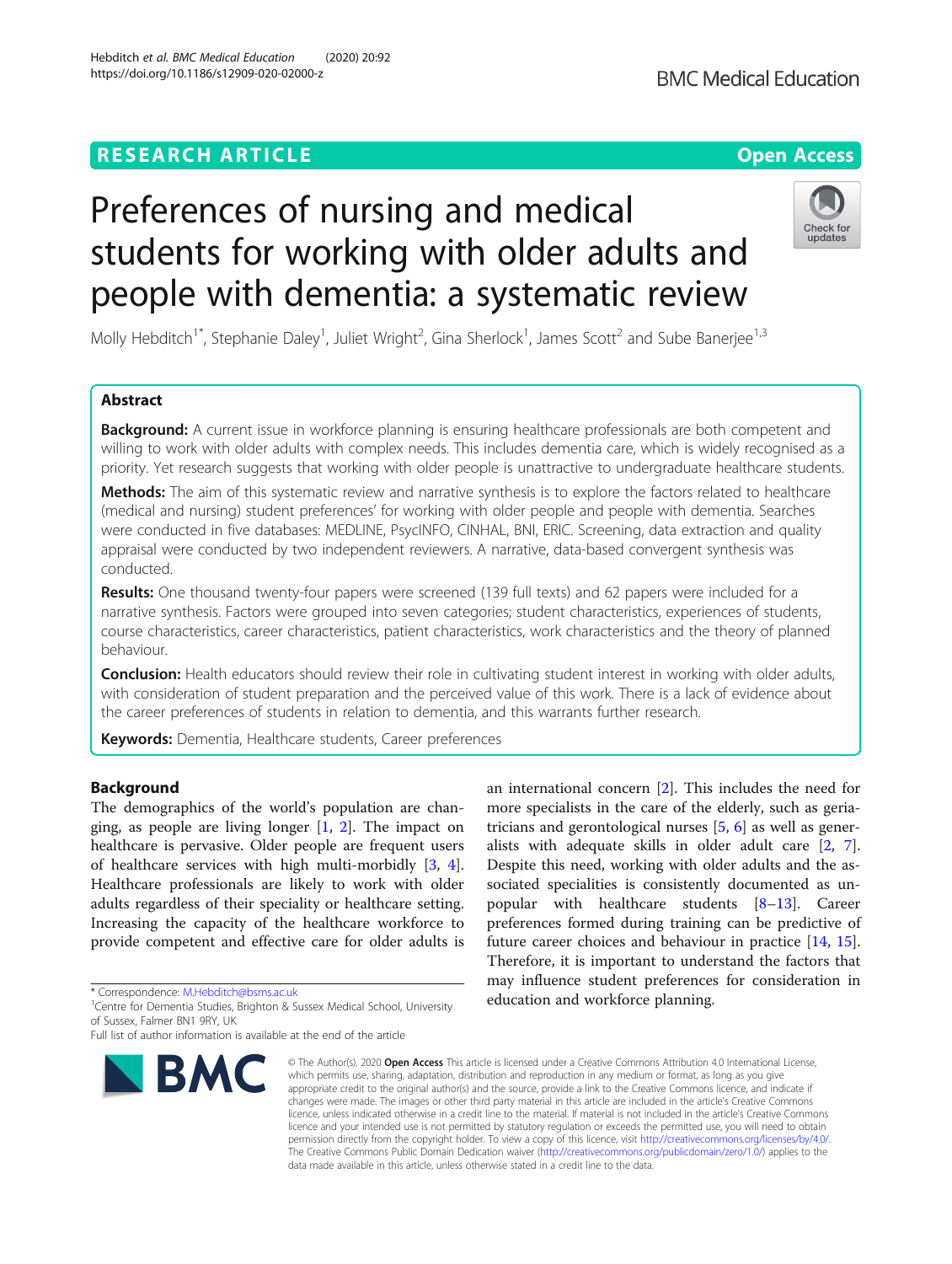RESEARCH ARTICLE

Open Access

# Preferences of nursing and medical students for working with older adults and people with dementia: a systematic review

Molly Hebditch[1*], Stephanie Daley[1], Juliet Wright[2], Gina Sherlock[1], James Scott[2] and Sube Banerjee[1,3]

## Abstract

**Background:** A current issue in workforce planning is ensuring healthcare professionals are both competent and willing to work with older adults with complex needs. This includes dementia care, which is widely recognised as a priority. Yet research suggests that working with older people is unattractive to undergraduate healthcare students.

**Methods:** The aim of this systematic review and narrative synthesis is to explore the factors related to healthcare (medical and nursing) student preferences' for working with older people and people with dementia. Searches were conducted in five databases: MEDLINE, PsycINFO, CINHAL, BNI, ERIC. Screening, data extraction and quality appraisal were conducted by two independent reviewers. A narrative, data-based convergent synthesis was conducted.

**Results:** One thousand twenty-four papers were screened (139 full texts) and 62 papers were included for a narrative synthesis. Factors were grouped into seven categories; student characteristics, experiences of students, course characteristics, career characteristics, patient characteristics, work characteristics and the theory of planned behaviour.

**Conclusion:** Health educators should review their role in cultivating student interest in working with older adults, with consideration of student preparation and the perceived value of this work. There is a lack of evidence about the career preferences of students in relation to dementia, and this warrants further research.

**Keywords:** Dementia, Healthcare students, Career preferences

## Background

The demographics of the world's population are changing, as people are living longer [1, 2]. The impact on healthcare is pervasive. Older people are frequent users of healthcare services with high multi-morbidly [3, 4]. Healthcare professionals are likely to work with older adults regardless of their speciality or healthcare setting. Increasing the capacity of the healthcare workforce to provide competent and effective care for older adults is an international concern [2]. This includes the need for more specialists in the care of the elderly, such as geriatricians and gerontological nurses [5, 6] as well as generalists with adequate skills in older adult care [2, 7]. Despite this need, working with older adults and the associated specialities is consistently documented as unpopular with healthcare students [8–13]. Career preferences formed during training can be predictive of future career choices and behaviour in practice [14, 15]. Therefore, it is important to understand the factors that may influence student preferences for consideration in education and workforce planning.

* Correspondence: M.Hebditch@bsms.ac.uk
[1]Centre for Dementia Studies, Brighton & Sussex Medical School, University of Sussex, Falmer BN1 9RY, UK
Full list of author information is available at the end of the article

© The Author(s). 2020 **Open Access** This article is licensed under a Creative Commons Attribution 4.0 International License, which permits use, sharing, adaptation, distribution and reproduction in any medium or format, as long as you give appropriate credit to the original author(s) and the source, provide a link to the Creative Commons licence, and indicate if changes were made. The images or other third party material in this article are included in the article's Creative Commons licence, unless indicated otherwise in a credit line to the material. If material is not included in the article's Creative Commons licence and your intended use is not permitted by statutory regulation or exceeds the permitted use, you will need to obtain permission directly from the copyright holder. To view a copy of this licence, visit http://creativecommons.org/licenses/by/4.0/. The Creative Commons Public Domain Dedication waiver (http://creativecommons.org/publicdomain/zero/1.0/) applies to the data made available in this article, unless otherwise stated in a credit line to the data.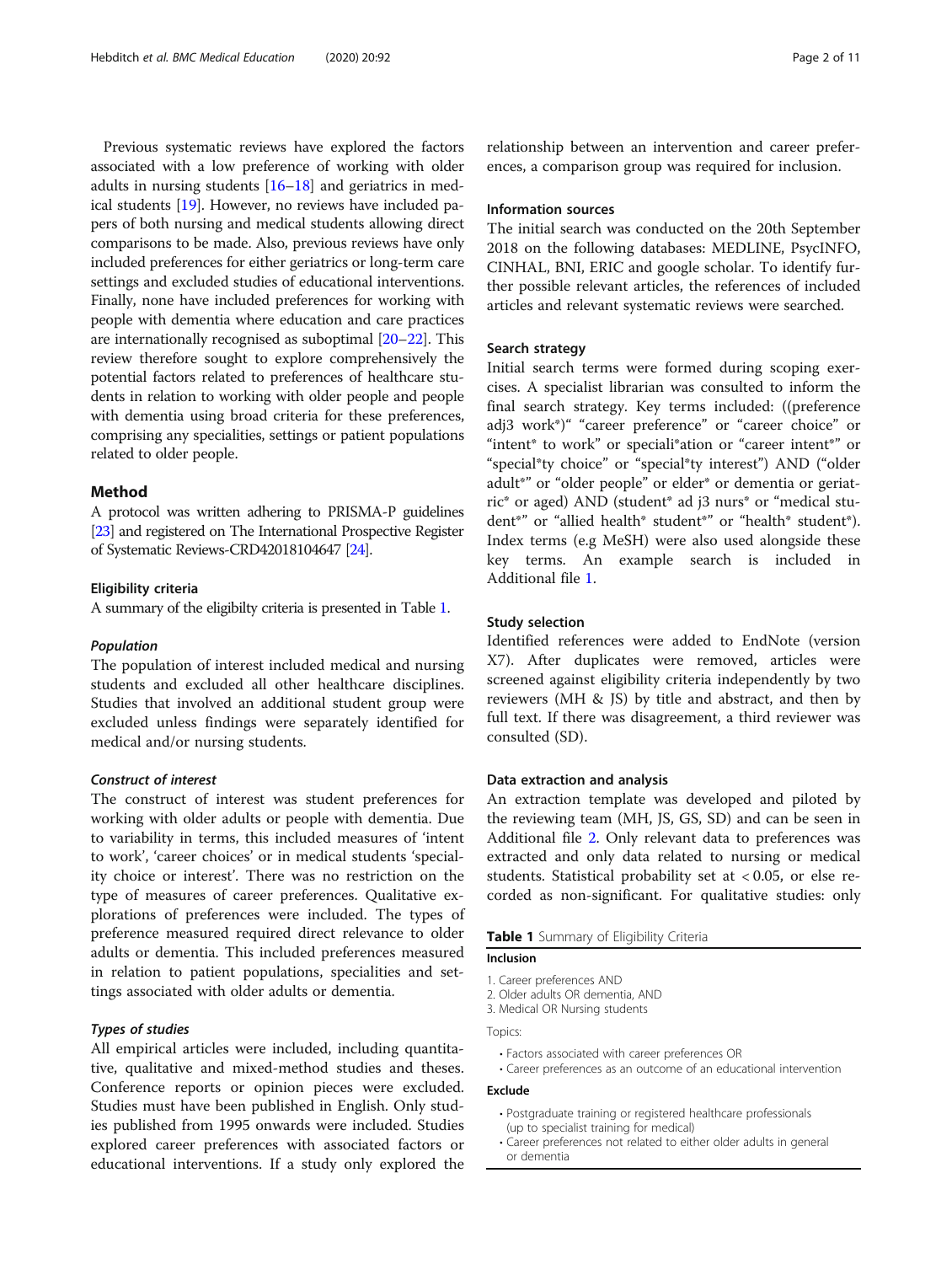Previous systematic reviews have explored the factors associated with a low preference of working with older adults in nursing students [16–18] and geriatrics in medical students [19]. However, no reviews have included papers of both nursing and medical students allowing direct comparisons to be made. Also, previous reviews have only included preferences for either geriatrics or long-term care settings and excluded studies of educational interventions. Finally, none have included preferences for working with people with dementia where education and care practices are internationally recognised as suboptimal [20–22]. This review therefore sought to explore comprehensively the potential factors related to preferences of healthcare students in relation to working with older people and people with dementia using broad criteria for these preferences, comprising any specialities, settings or patient populations related to older people.

## Method

A protocol was written adhering to PRISMA-P guidelines [23] and registered on The International Prospective Register of Systematic Reviews-CRD42018104647 [24].

### Eligibility criteria

A summary of the eligibilty criteria is presented in Table 1.

#### *Population*

The population of interest included medical and nursing students and excluded all other healthcare disciplines. Studies that involved an additional student group were excluded unless findings were separately identified for medical and/or nursing students.

#### *Construct of interest*

The construct of interest was student preferences for working with older adults or people with dementia. Due to variability in terms, this included measures of 'intent to work', 'career choices' or in medical students 'speciality choice or interest'. There was no restriction on the type of measures of career preferences. Qualitative explorations of preferences were included. The types of preference measured required direct relevance to older adults or dementia. This included preferences measured in relation to patient populations, specialities and settings associated with older adults or dementia.

#### *Types of studies*

All empirical articles were included, including quantitative, qualitative and mixed-method studies and theses. Conference reports or opinion pieces were excluded. Studies must have been published in English. Only studies published from 1995 onwards were included. Studies explored career preferences with associated factors or educational interventions. If a study only explored the relationship between an intervention and career preferences, a comparison group was required for inclusion.

### Information sources

The initial search was conducted on the 20th September 2018 on the following databases: MEDLINE, PsycINFO, CINHAL, BNI, ERIC and google scholar. To identify further possible relevant articles, the references of included articles and relevant systematic reviews were searched.

### Search strategy

Initial search terms were formed during scoping exercises. A specialist librarian was consulted to inform the final search strategy. Key terms included: ((preference adj3 work*)" "career preference" or "career choice" or "intent* to work" or speciali*ation or "career intent*" or "special*ty choice" or "special*ty interest") AND ("older adult*" or "older people" or elder* or dementia or geriatric* or aged) AND (student* ad j3 nurs* or "medical student*" or "allied health* student*" or "health* student*). Index terms (e.g MeSH) were also used alongside these key terms. An example search is included in Additional file 1.

### Study selection

Identified references were added to EndNote (version X7). After duplicates were removed, articles were screened against eligibility criteria independently by two reviewers (MH & JS) by title and abstract, and then by full text. If there was disagreement, a third reviewer was consulted (SD).

### Data extraction and analysis

An extraction template was developed and piloted by the reviewing team (MH, JS, GS, SD) and can be seen in Additional file 2. Only relevant data to preferences was extracted and only data related to nursing or medical students. Statistical probability set at $< 0.05$, or else recorded as non-significant. For qualitative studies: only

**Table 1** Summary of Eligibility Criteria

| |
|---|
| **Inclusion** |
| 1. Career preferences AND |
| 2. Older adults OR dementia, AND |
| 3. Medical OR Nursing students |
| Topics: |
| • Factors associated with career preferences OR |
| • Career preferences as an outcome of an educational intervention |
| **Exclude** |
| • Postgraduate training or registered healthcare professionals (up to specialist training for medical) |
| • Career preferences not related to either older adults in general or dementia |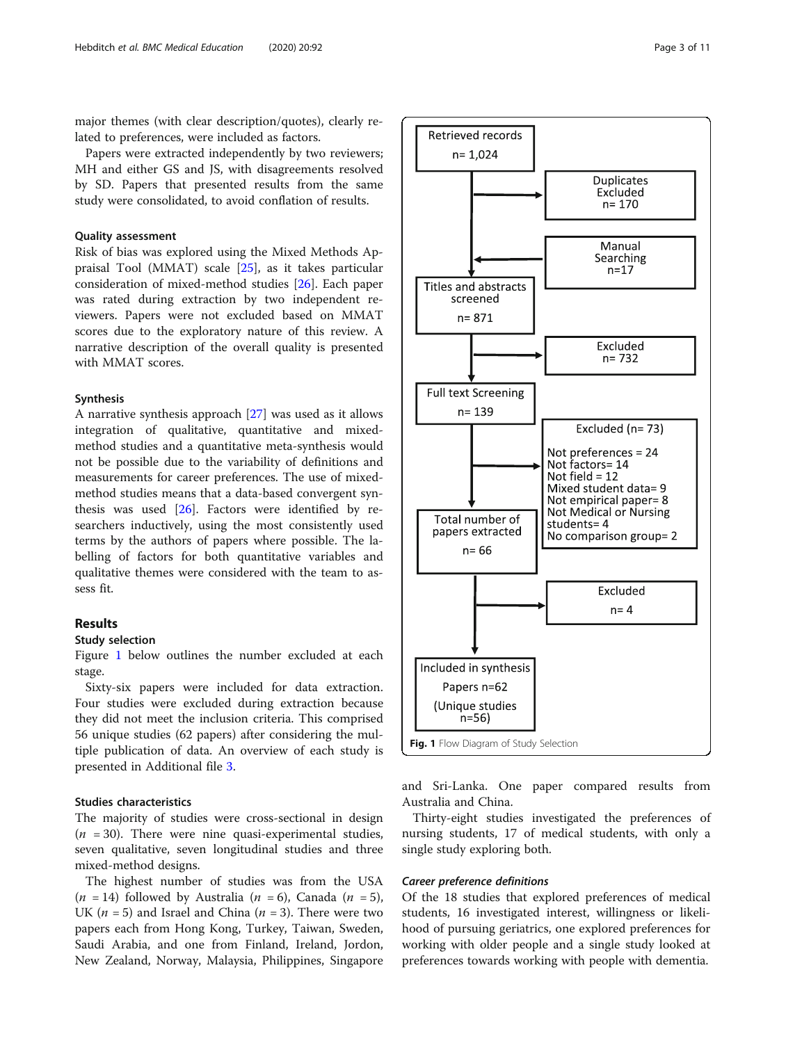major themes (with clear description/quotes), clearly related to preferences, were included as factors.

Papers were extracted independently by two reviewers; MH and either GS and JS, with disagreements resolved by SD. Papers that presented results from the same study were consolidated, to avoid conflation of results.

### Quality assessment

Risk of bias was explored using the Mixed Methods Appraisal Tool (MMAT) scale [25], as it takes particular consideration of mixed-method studies [26]. Each paper was rated during extraction by two independent reviewers. Papers were not excluded based on MMAT scores due to the exploratory nature of this review. A narrative description of the overall quality is presented with MMAT scores.

### Synthesis

A narrative synthesis approach [27] was used as it allows integration of qualitative, quantitative and mixed-method studies and a quantitative meta-synthesis would not be possible due to the variability of definitions and measurements for career preferences. The use of mixed-method studies means that a data-based convergent synthesis was used [26]. Factors were identified by researchers inductively, using the most consistently used terms by the authors of papers where possible. The labelling of factors for both quantitative variables and qualitative themes were considered with the team to assess fit.

## Results

### Study selection

Figure 1 below outlines the number excluded at each stage.

Sixty-six papers were included for data extraction. Four studies were excluded during extraction because they did not meet the inclusion criteria. This comprised 56 unique studies (62 papers) after considering the multiple publication of data. An overview of each study is presented in Additional file 3.

Retrieved records n= 1,024
→ Duplicates Excluded n= 170
← Manual Searching n=17
Titles and abstracts screened n= 871
→ Excluded n= 732
Full text Screening n= 139
→ Excluded (n= 73)
Not preferences = 24
Not factors= 14
Not field = 12
Mixed student data= 9
Not empirical paper= 8
Not Medical or Nursing students= 4
No comparison group= 2
Total number of papers extracted n= 66
→ Excluded n= 4
Included in synthesis Papers n=62 (Unique studies n=56)

**Fig. 1** Flow Diagram of Study Selection

### Studies characteristics

The majority of studies were cross-sectional in design ($n$ = 30). There were nine quasi-experimental studies, seven qualitative, seven longitudinal studies and three mixed-method designs.

The highest number of studies was from the USA ($n$ = 14) followed by Australia ($n$ = 6), Canada ($n$ = 5), UK ($n$ = 5) and Israel and China ($n$ = 3). There were two papers each from Hong Kong, Turkey, Taiwan, Sweden, Saudi Arabia, and one from Finland, Ireland, Jordon, New Zealand, Norway, Malaysia, Philippines, Singapore and Sri-Lanka. One paper compared results from Australia and China.

Thirty-eight studies investigated the preferences of nursing students, 17 of medical students, with only a single study exploring both.

#### *Career preference definitions*

Of the 18 studies that explored preferences of medical students, 16 investigated interest, willingness or likelihood of pursuing geriatrics, one explored preferences for working with older people and a single study looked at preferences towards working with people with dementia.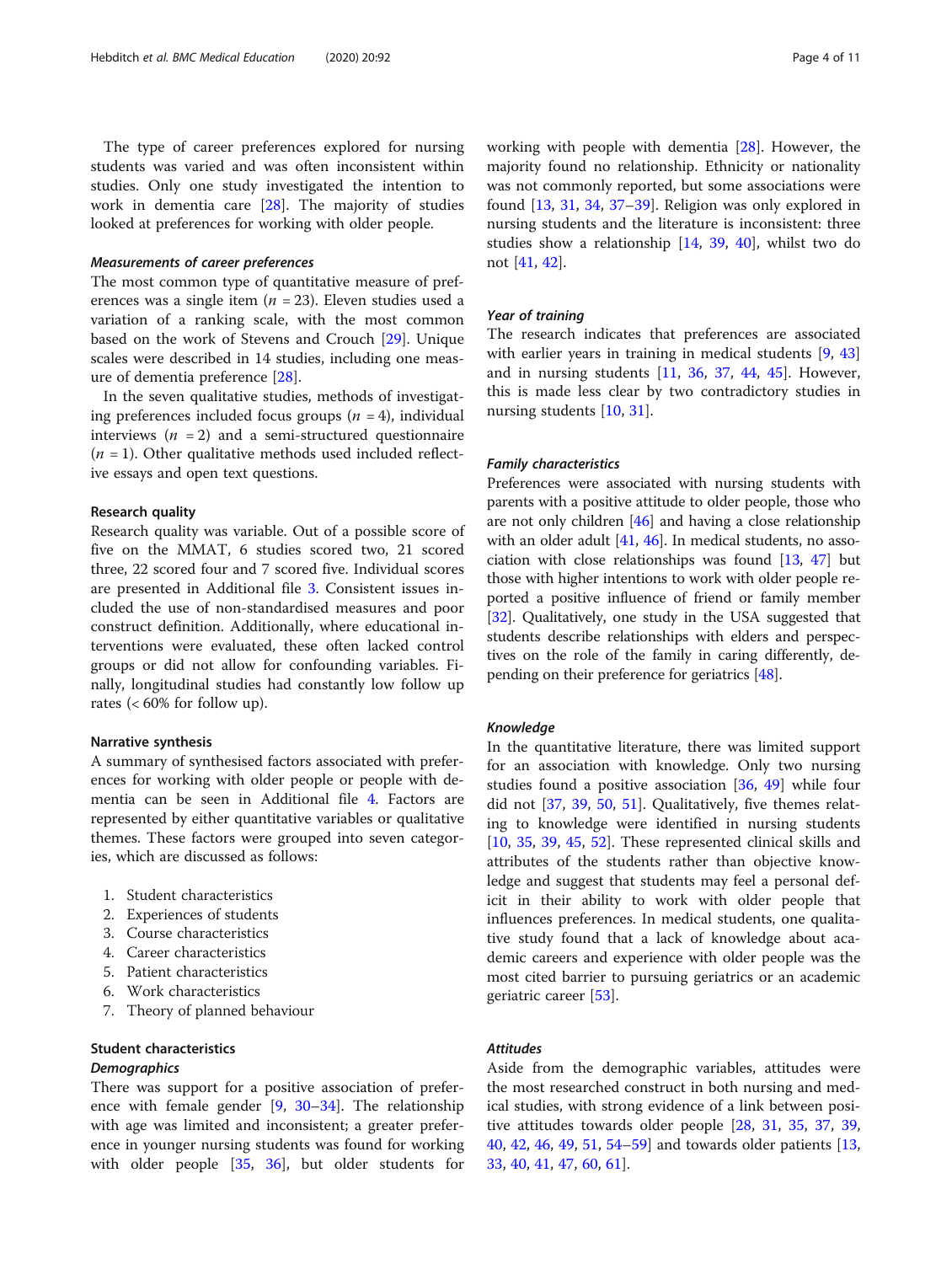The type of career preferences explored for nursing students was varied and was often inconsistent within studies. Only one study investigated the intention to work in dementia care [28]. The majority of studies looked at preferences for working with older people.

#### *Measurements of career preferences*

The most common type of quantitative measure of preferences was a single item ($n = 23$). Eleven studies used a variation of a ranking scale, with the most common based on the work of Stevens and Crouch [29]. Unique scales were described in 14 studies, including one measure of dementia preference [28].

In the seven qualitative studies, methods of investigating preferences included focus groups ($n = 4$), individual interviews ($n = 2$) and a semi-structured questionnaire ($n = 1$). Other qualitative methods used included reflective essays and open text questions.

### Research quality

Research quality was variable. Out of a possible score of five on the MMAT, 6 studies scored two, 21 scored three, 22 scored four and 7 scored five. Individual scores are presented in Additional file 3. Consistent issues included the use of non-standardised measures and poor construct definition. Additionally, where educational interventions were evaluated, these often lacked control groups or did not allow for confounding variables. Finally, longitudinal studies had constantly low follow up rates (< 60% for follow up).

### Narrative synthesis

A summary of synthesised factors associated with preferences for working with older people or people with dementia can be seen in Additional file 4. Factors are represented by either quantitative variables or qualitative themes. These factors were grouped into seven categories, which are discussed as follows:

1. Student characteristics
2. Experiences of students
3. Course characteristics
4. Career characteristics
5. Patient characteristics
6. Work characteristics
7. Theory of planned behaviour

### Student characteristics

#### *Demographics*

There was support for a positive association of preference with female gender [9, 30–34]. The relationship with age was limited and inconsistent; a greater preference in younger nursing students was found for working with older people [35, 36], but older students for working with people with dementia [28]. However, the majority found no relationship. Ethnicity or nationality was not commonly reported, but some associations were found [13, 31, 34, 37–39]. Religion was only explored in nursing students and the literature is inconsistent: three studies show a relationship [14, 39, 40], whilst two do not [41, 42].

#### *Year of training*

The research indicates that preferences are associated with earlier years in training in medical students [9, 43] and in nursing students [11, 36, 37, 44, 45]. However, this is made less clear by two contradictory studies in nursing students [10, 31].

#### *Family characteristics*

Preferences were associated with nursing students with parents with a positive attitude to older people, those who are not only children [46] and having a close relationship with an older adult [41, 46]. In medical students, no association with close relationships was found [13, 47] but those with higher intentions to work with older people reported a positive influence of friend or family member [32]. Qualitatively, one study in the USA suggested that students describe relationships with elders and perspectives on the role of the family in caring differently, depending on their preference for geriatrics [48].

#### *Knowledge*

In the quantitative literature, there was limited support for an association with knowledge. Only two nursing studies found a positive association [36, 49] while four did not [37, 39, 50, 51]. Qualitatively, five themes relating to knowledge were identified in nursing students [10, 35, 39, 45, 52]. These represented clinical skills and attributes of the students rather than objective knowledge and suggest that students may feel a personal deficit in their ability to work with older people that influences preferences. In medical students, one qualitative study found that a lack of knowledge about academic careers and experience with older people was the most cited barrier to pursuing geriatrics or an academic geriatric career [53].

#### *Attitudes*

Aside from the demographic variables, attitudes were the most researched construct in both nursing and medical studies, with strong evidence of a link between positive attitudes towards older people [28, 31, 35, 37, 39, 40, 42, 46, 49, 51, 54–59] and towards older patients [13, 33, 40, 41, 47, 60, 61].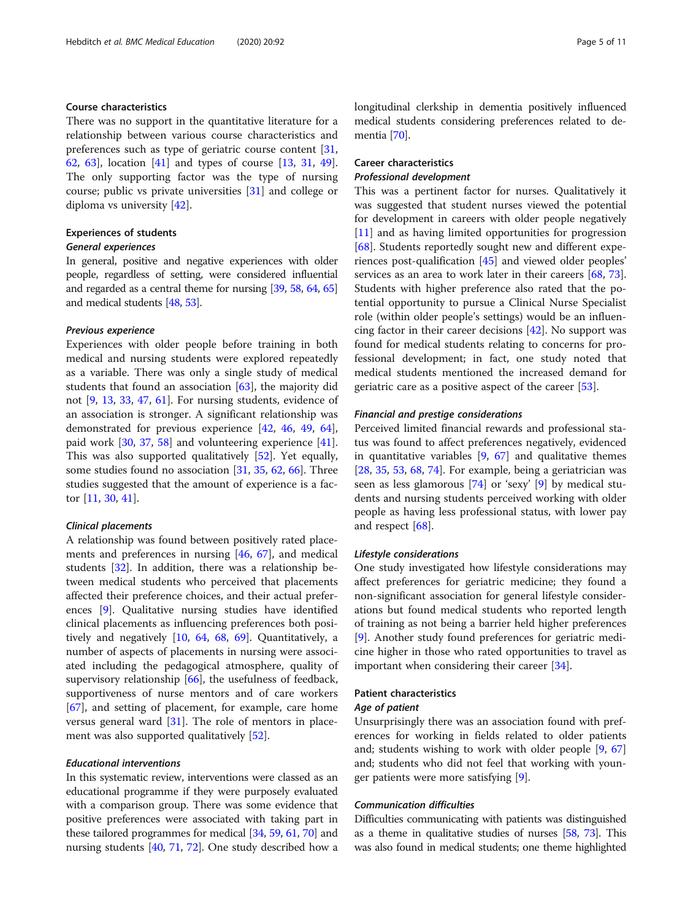### Course characteristics

There was no support in the quantitative literature for a relationship between various course characteristics and preferences such as type of geriatric course content [31, 62, 63], location [41] and types of course [13, 31, 49]. The only supporting factor was the type of nursing course; public vs private universities [31] and college or diploma vs university [42].

### Experiences of students

#### General experiences

In general, positive and negative experiences with older people, regardless of setting, were considered influential and regarded as a central theme for nursing [39, 58, 64, 65] and medical students [48, 53].

#### Previous experience

Experiences with older people before training in both medical and nursing students were explored repeatedly as a variable. There was only a single study of medical students that found an association [63], the majority did not [9, 13, 33, 47, 61]. For nursing students, evidence of an association is stronger. A significant relationship was demonstrated for previous experience [42, 46, 49, 64], paid work [30, 37, 58] and volunteering experience [41]. This was also supported qualitatively [52]. Yet equally, some studies found no association [31, 35, 62, 66]. Three studies suggested that the amount of experience is a factor [11, 30, 41].

#### Clinical placements

A relationship was found between positively rated placements and preferences in nursing [46, 67], and medical students [32]. In addition, there was a relationship between medical students who perceived that placements affected their preference choices, and their actual preferences [9]. Qualitative nursing studies have identified clinical placements as influencing preferences both positively and negatively [10, 64, 68, 69]. Quantitatively, a number of aspects of placements in nursing were associated including the pedagogical atmosphere, quality of supervisory relationship [66], the usefulness of feedback, supportiveness of nurse mentors and of care workers [67], and setting of placement, for example, care home versus general ward [31]. The role of mentors in placement was also supported qualitatively [52].

#### Educational interventions

In this systematic review, interventions were classed as an educational programme if they were purposely evaluated with a comparison group. There was some evidence that positive preferences were associated with taking part in these tailored programmes for medical [34, 59, 61, 70] and nursing students [40, 71, 72]. One study described how a longitudinal clerkship in dementia positively influenced medical students considering preferences related to dementia [70].

### Career characteristics

#### Professional development

This was a pertinent factor for nurses. Qualitatively it was suggested that student nurses viewed the potential for development in careers with older people negatively [11] and as having limited opportunities for progression [68]. Students reportedly sought new and different experiences post-qualification [45] and viewed older peoples' services as an area to work later in their careers [68, 73]. Students with higher preference also rated that the potential opportunity to pursue a Clinical Nurse Specialist role (within older people's settings) would be an influencing factor in their career decisions [42]. No support was found for medical students relating to concerns for professional development; in fact, one study noted that medical students mentioned the increased demand for geriatric care as a positive aspect of the career [53].

#### Financial and prestige considerations

Perceived limited financial rewards and professional status was found to affect preferences negatively, evidenced in quantitative variables [9, 67] and qualitative themes [28, 35, 53, 68, 74]. For example, being a geriatrician was seen as less glamorous [74] or 'sexy' [9] by medical students and nursing students perceived working with older people as having less professional status, with lower pay and respect [68].

#### Lifestyle considerations

One study investigated how lifestyle considerations may affect preferences for geriatric medicine; they found a non-significant association for general lifestyle considerations but found medical students who reported length of training as not being a barrier held higher preferences [9]. Another study found preferences for geriatric medicine higher in those who rated opportunities to travel as important when considering their career [34].

### Patient characteristics

#### Age of patient

Unsurprisingly there was an association found with preferences for working in fields related to older patients and; students wishing to work with older people [9, 67] and; students who did not feel that working with younger patients were more satisfying [9].

#### Communication difficulties

Difficulties communicating with patients was distinguished as a theme in qualitative studies of nurses [58, 73]. This was also found in medical students; one theme highlighted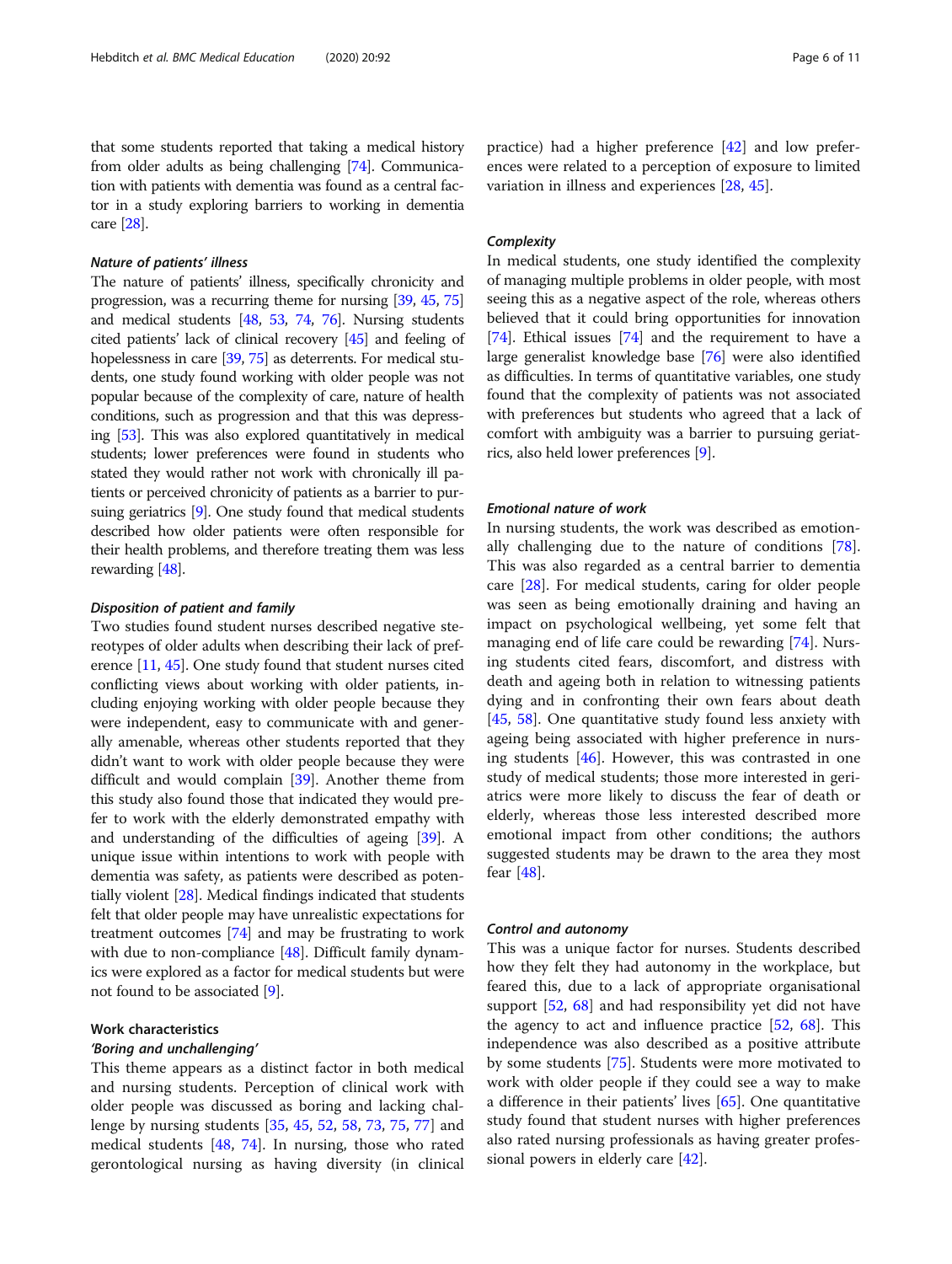that some students reported that taking a medical history from older adults as being challenging [74]. Communication with patients with dementia was found as a central factor in a study exploring barriers to working in dementia care [28].

#### *Nature of patients' illness*

The nature of patients' illness, specifically chronicity and progression, was a recurring theme for nursing [39, 45, 75] and medical students [48, 53, 74, 76]. Nursing students cited patients' lack of clinical recovery [45] and feeling of hopelessness in care [39, 75] as deterrents. For medical students, one study found working with older people was not popular because of the complexity of care, nature of health conditions, such as progression and that this was depressing [53]. This was also explored quantitatively in medical students; lower preferences were found in students who stated they would rather not work with chronically ill patients or perceived chronicity of patients as a barrier to pursuing geriatrics [9]. One study found that medical students described how older patients were often responsible for their health problems, and therefore treating them was less rewarding [48].

#### *Disposition of patient and family*

Two studies found student nurses described negative stereotypes of older adults when describing their lack of preference [11, 45]. One study found that student nurses cited conflicting views about working with older patients, including enjoying working with older people because they were independent, easy to communicate with and generally amenable, whereas other students reported that they didn't want to work with older people because they were difficult and would complain [39]. Another theme from this study also found those that indicated they would prefer to work with the elderly demonstrated empathy with and understanding of the difficulties of ageing [39]. A unique issue within intentions to work with people with dementia was safety, as patients were described as potentially violent [28]. Medical findings indicated that students felt that older people may have unrealistic expectations for treatment outcomes [74] and may be frustrating to work with due to non-compliance [48]. Difficult family dynamics were explored as a factor for medical students but were not found to be associated [9].

### Work characteristics

#### *'Boring and unchallenging'*

This theme appears as a distinct factor in both medical and nursing students. Perception of clinical work with older people was discussed as boring and lacking challenge by nursing students [35, 45, 52, 58, 73, 75, 77] and medical students [48, 74]. In nursing, those who rated gerontological nursing as having diversity (in clinical practice) had a higher preference [42] and low preferences were related to a perception of exposure to limited variation in illness and experiences [28, 45].

#### *Complexity*

In medical students, one study identified the complexity of managing multiple problems in older people, with most seeing this as a negative aspect of the role, whereas others believed that it could bring opportunities for innovation [74]. Ethical issues [74] and the requirement to have a large generalist knowledge base [76] were also identified as difficulties. In terms of quantitative variables, one study found that the complexity of patients was not associated with preferences but students who agreed that a lack of comfort with ambiguity was a barrier to pursuing geriatrics, also held lower preferences [9].

#### *Emotional nature of work*

In nursing students, the work was described as emotionally challenging due to the nature of conditions [78]. This was also regarded as a central barrier to dementia care [28]. For medical students, caring for older people was seen as being emotionally draining and having an impact on psychological wellbeing, yet some felt that managing end of life care could be rewarding [74]. Nursing students cited fears, discomfort, and distress with death and ageing both in relation to witnessing patients dying and in confronting their own fears about death [45, 58]. One quantitative study found less anxiety with ageing being associated with higher preference in nursing students [46]. However, this was contrasted in one study of medical students; those more interested in geriatrics were more likely to discuss the fear of death or elderly, whereas those less interested described more emotional impact from other conditions; the authors suggested students may be drawn to the area they most fear [48].

#### *Control and autonomy*

This was a unique factor for nurses. Students described how they felt they had autonomy in the workplace, but feared this, due to a lack of appropriate organisational support [52, 68] and had responsibility yet did not have the agency to act and influence practice [52, 68]. This independence was also described as a positive attribute by some students [75]. Students were more motivated to work with older people if they could see a way to make a difference in their patients' lives [65]. One quantitative study found that student nurses with higher preferences also rated nursing professionals as having greater professional powers in elderly care [42].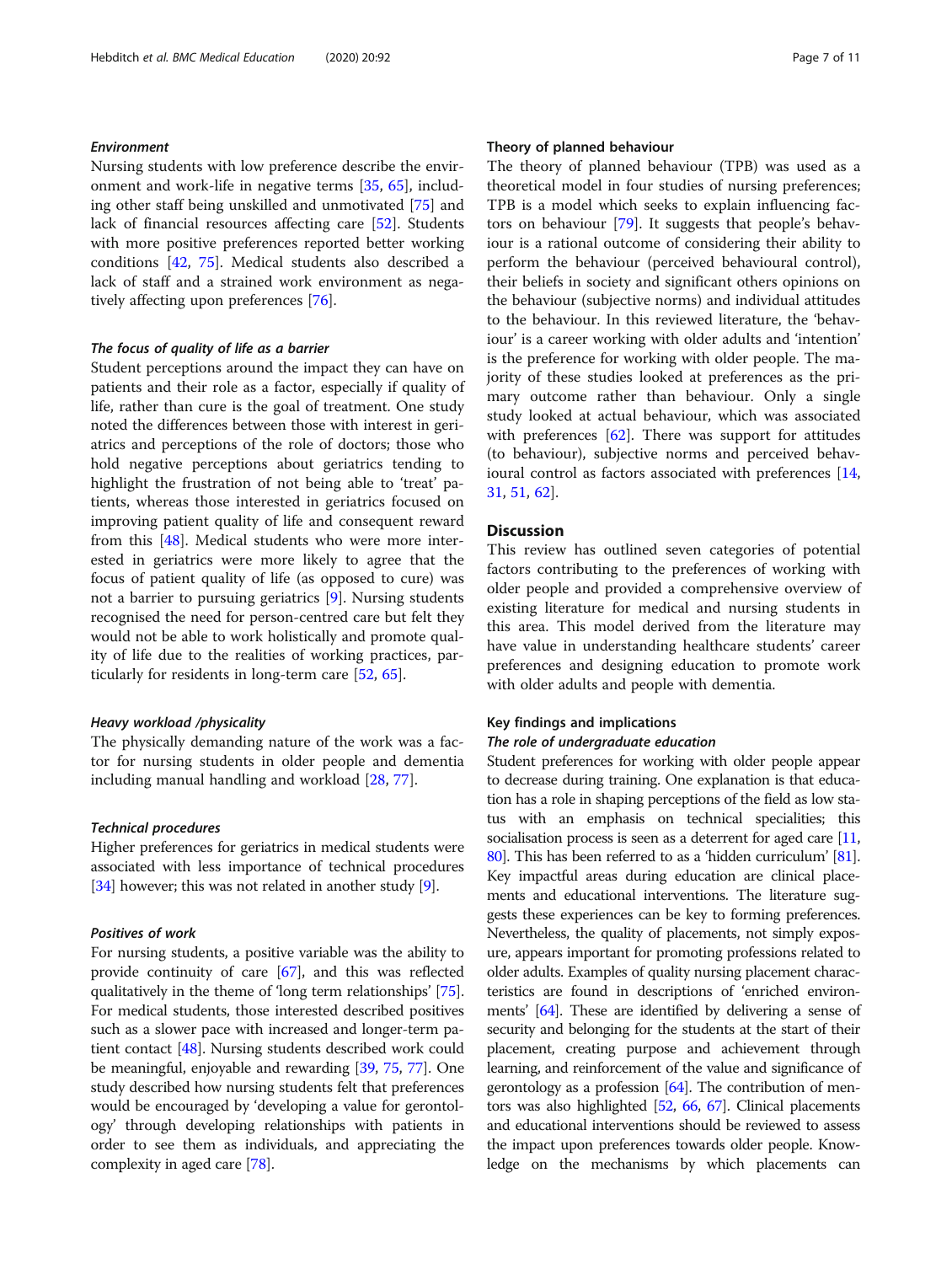#### *Environment*

Nursing students with low preference describe the environment and work-life in negative terms [35, 65], including other staff being unskilled and unmotivated [75] and lack of financial resources affecting care [52]. Students with more positive preferences reported better working conditions [42, 75]. Medical students also described a lack of staff and a strained work environment as negatively affecting upon preferences [76].

#### *The focus of quality of life as a barrier*

Student perceptions around the impact they can have on patients and their role as a factor, especially if quality of life, rather than cure is the goal of treatment. One study noted the differences between those with interest in geriatrics and perceptions of the role of doctors; those who hold negative perceptions about geriatrics tending to highlight the frustration of not being able to 'treat' patients, whereas those interested in geriatrics focused on improving patient quality of life and consequent reward from this [48]. Medical students who were more interested in geriatrics were more likely to agree that the focus of patient quality of life (as opposed to cure) was not a barrier to pursuing geriatrics [9]. Nursing students recognised the need for person-centred care but felt they would not be able to work holistically and promote quality of life due to the realities of working practices, particularly for residents in long-term care [52, 65].

#### *Heavy workload /physicality*

The physically demanding nature of the work was a factor for nursing students in older people and dementia including manual handling and workload [28, 77].

#### *Technical procedures*

Higher preferences for geriatrics in medical students were associated with less importance of technical procedures [34] however; this was not related in another study [9].

#### *Positives of work*

For nursing students, a positive variable was the ability to provide continuity of care [67], and this was reflected qualitatively in the theme of 'long term relationships' [75]. For medical students, those interested described positives such as a slower pace with increased and longer-term patient contact [48]. Nursing students described work could be meaningful, enjoyable and rewarding [39, 75, 77]. One study described how nursing students felt that preferences would be encouraged by 'developing a value for gerontology' through developing relationships with patients in order to see them as individuals, and appreciating the complexity in aged care [78].

### Theory of planned behaviour

The theory of planned behaviour (TPB) was used as a theoretical model in four studies of nursing preferences; TPB is a model which seeks to explain influencing factors on behaviour [79]. It suggests that people's behaviour is a rational outcome of considering their ability to perform the behaviour (perceived behavioural control), their beliefs in society and significant others opinions on the behaviour (subjective norms) and individual attitudes to the behaviour. In this reviewed literature, the 'behaviour' is a career working with older adults and 'intention' is the preference for working with older people. The majority of these studies looked at preferences as the primary outcome rather than behaviour. Only a single study looked at actual behaviour, which was associated with preferences [62]. There was support for attitudes (to behaviour), subjective norms and perceived behavioural control as factors associated with preferences [14, 31, 51, 62].

## Discussion

This review has outlined seven categories of potential factors contributing to the preferences of working with older people and provided a comprehensive overview of existing literature for medical and nursing students in this area. This model derived from the literature may have value in understanding healthcare students' career preferences and designing education to promote work with older adults and people with dementia.

### Key findings and implications

#### *The role of undergraduate education*

Student preferences for working with older people appear to decrease during training. One explanation is that education has a role in shaping perceptions of the field as low status with an emphasis on technical specialities; this socialisation process is seen as a deterrent for aged care [11, 80]. This has been referred to as a 'hidden curriculum' [81]. Key impactful areas during education are clinical placements and educational interventions. The literature suggests these experiences can be key to forming preferences. Nevertheless, the quality of placements, not simply exposure, appears important for promoting professions related to older adults. Examples of quality nursing placement characteristics are found in descriptions of 'enriched environments' [64]. These are identified by delivering a sense of security and belonging for the students at the start of their placement, creating purpose and achievement through learning, and reinforcement of the value and significance of gerontology as a profession [64]. The contribution of mentors was also highlighted [52, 66, 67]. Clinical placements and educational interventions should be reviewed to assess the impact upon preferences towards older people. Knowledge on the mechanisms by which placements can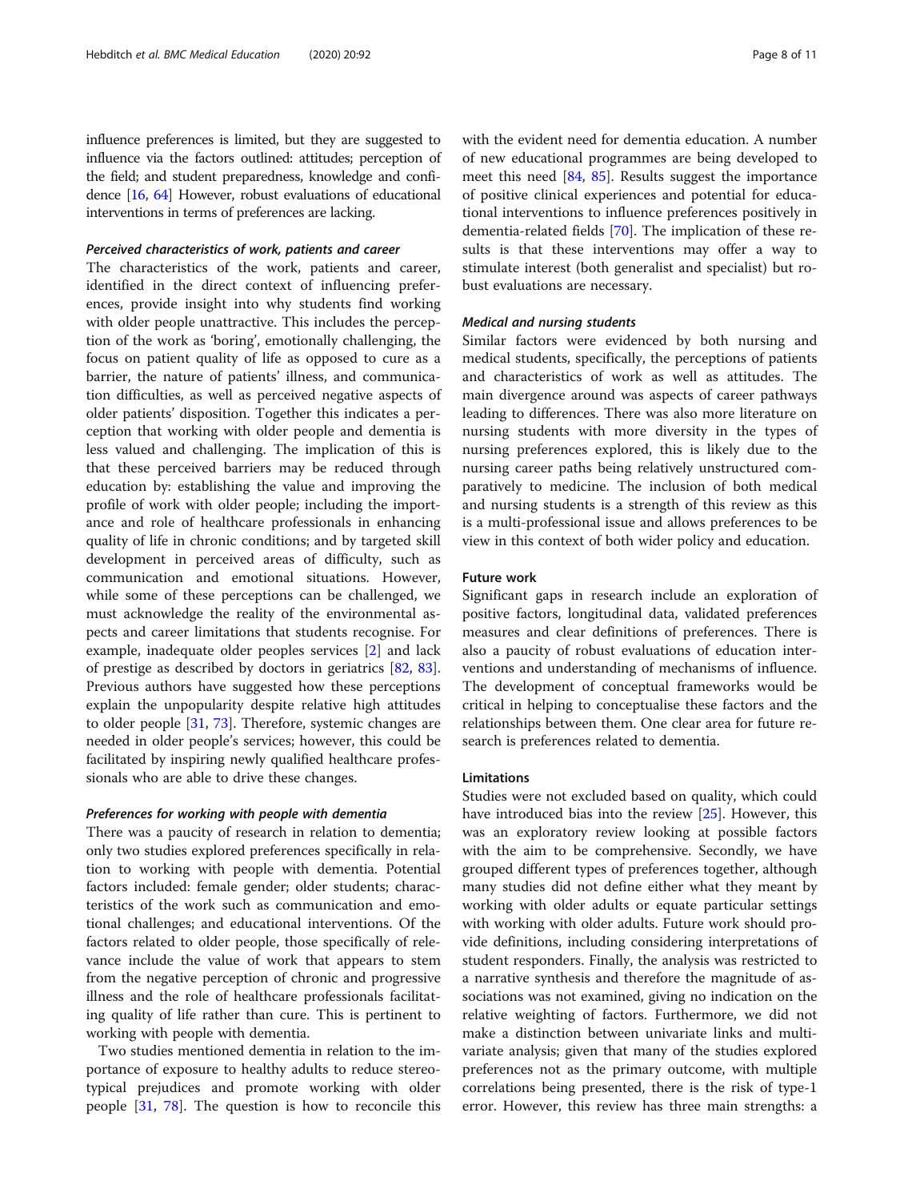influence preferences is limited, but they are suggested to influence via the factors outlined: attitudes; perception of the field; and student preparedness, knowledge and confidence [16, 64] However, robust evaluations of educational interventions in terms of preferences are lacking.

#### *Perceived characteristics of work, patients and career*

The characteristics of the work, patients and career, identified in the direct context of influencing preferences, provide insight into why students find working with older people unattractive. This includes the perception of the work as 'boring', emotionally challenging, the focus on patient quality of life as opposed to cure as a barrier, the nature of patients' illness, and communication difficulties, as well as perceived negative aspects of older patients' disposition. Together this indicates a perception that working with older people and dementia is less valued and challenging. The implication of this is that these perceived barriers may be reduced through education by: establishing the value and improving the profile of work with older people; including the importance and role of healthcare professionals in enhancing quality of life in chronic conditions; and by targeted skill development in perceived areas of difficulty, such as communication and emotional situations. However, while some of these perceptions can be challenged, we must acknowledge the reality of the environmental aspects and career limitations that students recognise. For example, inadequate older peoples services [2] and lack of prestige as described by doctors in geriatrics [82, 83]. Previous authors have suggested how these perceptions explain the unpopularity despite relative high attitudes to older people [31, 73]. Therefore, systemic changes are needed in older people's services; however, this could be facilitated by inspiring newly qualified healthcare professionals who are able to drive these changes.

#### *Preferences for working with people with dementia*

There was a paucity of research in relation to dementia; only two studies explored preferences specifically in relation to working with people with dementia. Potential factors included: female gender; older students; characteristics of the work such as communication and emotional challenges; and educational interventions. Of the factors related to older people, those specifically of relevance include the value of work that appears to stem from the negative perception of chronic and progressive illness and the role of healthcare professionals facilitating quality of life rather than cure. This is pertinent to working with people with dementia.

Two studies mentioned dementia in relation to the importance of exposure to healthy adults to reduce stereotypical prejudices and promote working with older people [31, 78]. The question is how to reconcile this with the evident need for dementia education. A number of new educational programmes are being developed to meet this need [84, 85]. Results suggest the importance of positive clinical experiences and potential for educational interventions to influence preferences positively in dementia-related fields [70]. The implication of these results is that these interventions may offer a way to stimulate interest (both generalist and specialist) but robust evaluations are necessary.

#### *Medical and nursing students*

Similar factors were evidenced by both nursing and medical students, specifically, the perceptions of patients and characteristics of work as well as attitudes. The main divergence around was aspects of career pathways leading to differences. There was also more literature on nursing students with more diversity in the types of nursing preferences explored, this is likely due to the nursing career paths being relatively unstructured comparatively to medicine. The inclusion of both medical and nursing students is a strength of this review as this is a multi-professional issue and allows preferences to be view in this context of both wider policy and education.

### Future work

Significant gaps in research include an exploration of positive factors, longitudinal data, validated preferences measures and clear definitions of preferences. There is also a paucity of robust evaluations of education interventions and understanding of mechanisms of influence. The development of conceptual frameworks would be critical in helping to conceptualise these factors and the relationships between them. One clear area for future research is preferences related to dementia.

### Limitations

Studies were not excluded based on quality, which could have introduced bias into the review [25]. However, this was an exploratory review looking at possible factors with the aim to be comprehensive. Secondly, we have grouped different types of preferences together, although many studies did not define either what they meant by working with older adults or equate particular settings with working with older adults. Future work should provide definitions, including considering interpretations of student responders. Finally, the analysis was restricted to a narrative synthesis and therefore the magnitude of associations was not examined, giving no indication on the relative weighting of factors. Furthermore, we did not make a distinction between univariate links and multivariate analysis; given that many of the studies explored preferences not as the primary outcome, with multiple correlations being presented, there is the risk of type-1 error. However, this review has three main strengths: a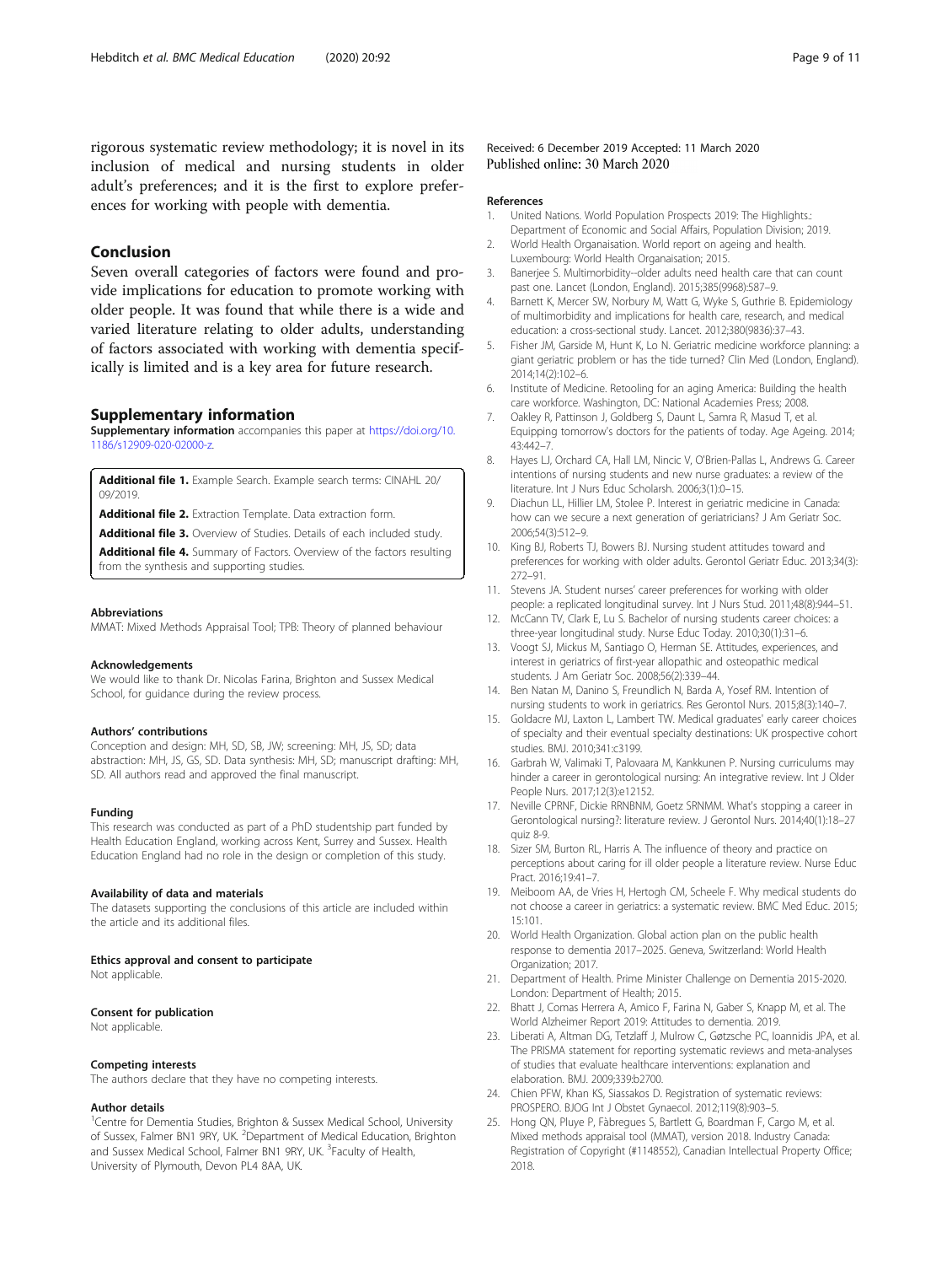rigorous systematic review methodology; it is novel in its inclusion of medical and nursing students in older adult's preferences; and it is the first to explore preferences for working with people with dementia.

## Conclusion

Seven overall categories of factors were found and provide implications for education to promote working with older people. It was found that while there is a wide and varied literature relating to older adults, understanding of factors associated with working with dementia specifically is limited and is a key area for future research.

## Supplementary information

**Supplementary information** accompanies this paper at https://doi.org/10.1186/s12909-020-02000-z.

**Additional file 1.** Example Search. Example search terms: CINAHL 20/09/2019.

**Additional file 2.** Extraction Template. Data extraction form.

**Additional file 3.** Overview of Studies. Details of each included study.

**Additional file 4.** Summary of Factors. Overview of the factors resulting from the synthesis and supporting studies.

#### Abbreviations

MMAT: Mixed Methods Appraisal Tool; TPB: Theory of planned behaviour

#### Acknowledgements

We would like to thank Dr. Nicolas Farina, Brighton and Sussex Medical School, for guidance during the review process.

#### Authors' contributions

Conception and design: MH, SD, SB, JW; screening: MH, JS, SD; data abstraction: MH, JS, GS, SD. Data synthesis: MH, SD; manuscript drafting: MH, SD. All authors read and approved the final manuscript.

#### Funding

This research was conducted as part of a PhD studentship part funded by Health Education England, working across Kent, Surrey and Sussex. Health Education England had no role in the design or completion of this study.

#### Availability of data and materials

The datasets supporting the conclusions of this article are included within the article and its additional files.

#### Ethics approval and consent to participate

Not applicable.

#### Consent for publication

Not applicable.

#### Competing interests

The authors declare that they have no competing interests.

#### Author details

[1]Centre for Dementia Studies, Brighton & Sussex Medical School, University of Sussex, Falmer BN1 9RY, UK. [2]Department of Medical Education, Brighton and Sussex Medical School, Falmer BN1 9RY, UK. [3]Faculty of Health, University of Plymouth, Devon PL4 8AA, UK.

Received: 6 December 2019 Accepted: 11 March 2020
Published online: 30 March 2020

#### References

1. United Nations. World Population Prospects 2019: The Highlights.: Department of Economic and Social Affairs, Population Division; 2019.
2. World Health Organaisation. World report on ageing and health. Luxembourg: World Health Organaisation; 2015.
3. Banerjee S. Multimorbidity--older adults need health care that can count past one. Lancet (London, England). 2015;385(9968):587–9.
4. Barnett K, Mercer SW, Norbury M, Watt G, Wyke S, Guthrie B. Epidemiology of multimorbidity and implications for health care, research, and medical education: a cross-sectional study. Lancet. 2012;380(9836):37–43.
5. Fisher JM, Garside M, Hunt K, Lo N. Geriatric medicine workforce planning: a giant geriatric problem or has the tide turned? Clin Med (London, England). 2014;14(2):102–6.
6. Institute of Medicine. Retooling for an aging America: Building the health care workforce. Washington, DC: National Academies Press; 2008.
7. Oakley R, Pattinson J, Goldberg S, Daunt L, Samra R, Masud T, et al. Equipping tomorrow's doctors for the patients of today. Age Ageing. 2014; 43:442–7.
8. Hayes LJ, Orchard CA, Hall LM, Nincic V, O'Brien-Pallas L, Andrews G. Career intentions of nursing students and new nurse graduates: a review of the literature. Int J Nurs Educ Scholarsh. 2006;3(1):0–15.
9. Diachun LL, Hillier LM, Stolee P. Interest in geriatric medicine in Canada: how can we secure a next generation of geriatricians? J Am Geriatr Soc. 2006;54(3):512–9.
10. King BJ, Roberts TJ, Bowers BJ. Nursing student attitudes toward and preferences for working with older adults. Gerontol Geriatr Educ. 2013;34(3): 272–91.
11. Stevens JA. Student nurses' career preferences for working with older people: a replicated longitudinal survey. Int J Nurs Stud. 2011;48(8):944–51.
12. McCann TV, Clark E, Lu S. Bachelor of nursing students career choices: a three-year longitudinal study. Nurse Educ Today. 2010;30(1):31–6.
13. Voogt SJ, Mickus M, Santiago O, Herman SE. Attitudes, experiences, and interest in geriatrics of first-year allopathic and osteopathic medical students. J Am Geriatr Soc. 2008;56(2):339–44.
14. Ben Natan M, Danino S, Freundlich N, Barda A, Yosef RM. Intention of nursing students to work in geriatrics. Res Gerontol Nurs. 2015;8(3):140–7.
15. Goldacre MJ, Laxton L, Lambert TW. Medical graduates' early career choices of specialty and their eventual specialty destinations: UK prospective cohort studies. BMJ. 2010;341:c3199.
16. Garbrah W, Valimaki T, Palovaara M, Kankkunen P. Nursing curriculums may hinder a career in gerontological nursing: An integrative review. Int J Older People Nurs. 2017;12(3):e12152.
17. Neville CPRNF, Dickie RRNBNM, Goetz SRNMM. What's stopping a career in Gerontological nursing?: literature review. J Gerontol Nurs. 2014;40(1):18–27 quiz 8-9.
18. Sizer SM, Burton RL, Harris A. The influence of theory and practice on perceptions about caring for ill older people a literature review. Nurse Educ Pract. 2016;19:41–7.
19. Meiboom AA, de Vries H, Hertogh CM, Scheele F. Why medical students do not choose a career in geriatrics: a systematic review. BMC Med Educ. 2015; 15:101.
20. World Health Organization. Global action plan on the public health response to dementia 2017–2025. Geneva, Switzerland: World Health Organization; 2017.
21. Department of Health. Prime Minister Challenge on Dementia 2015-2020. London: Department of Health; 2015.
22. Bhatt J, Comas Herrera A, Amico F, Farina N, Gaber S, Knapp M, et al. The World Alzheimer Report 2019: Attitudes to dementia. 2019.
23. Liberati A, Altman DG, Tetzlaff J, Mulrow C, Gøtzsche PC, Ioannidis JPA, et al. The PRISMA statement for reporting systematic reviews and meta-analyses of studies that evaluate healthcare interventions: explanation and elaboration. BMJ. 2009;339:b2700.
24. Chien PFW, Khan KS, Siassakos D. Registration of systematic reviews: PROSPERO. BJOG Int J Obstet Gynaecol. 2012;119(8):903–5.
25. Hong QN, Pluye P, Fàbregues S, Bartlett G, Boardman F, Cargo M, et al. Mixed methods appraisal tool (MMAT), version 2018. Industry Canada: Registration of Copyright (#1148552), Canadian Intellectual Property Office; 2018.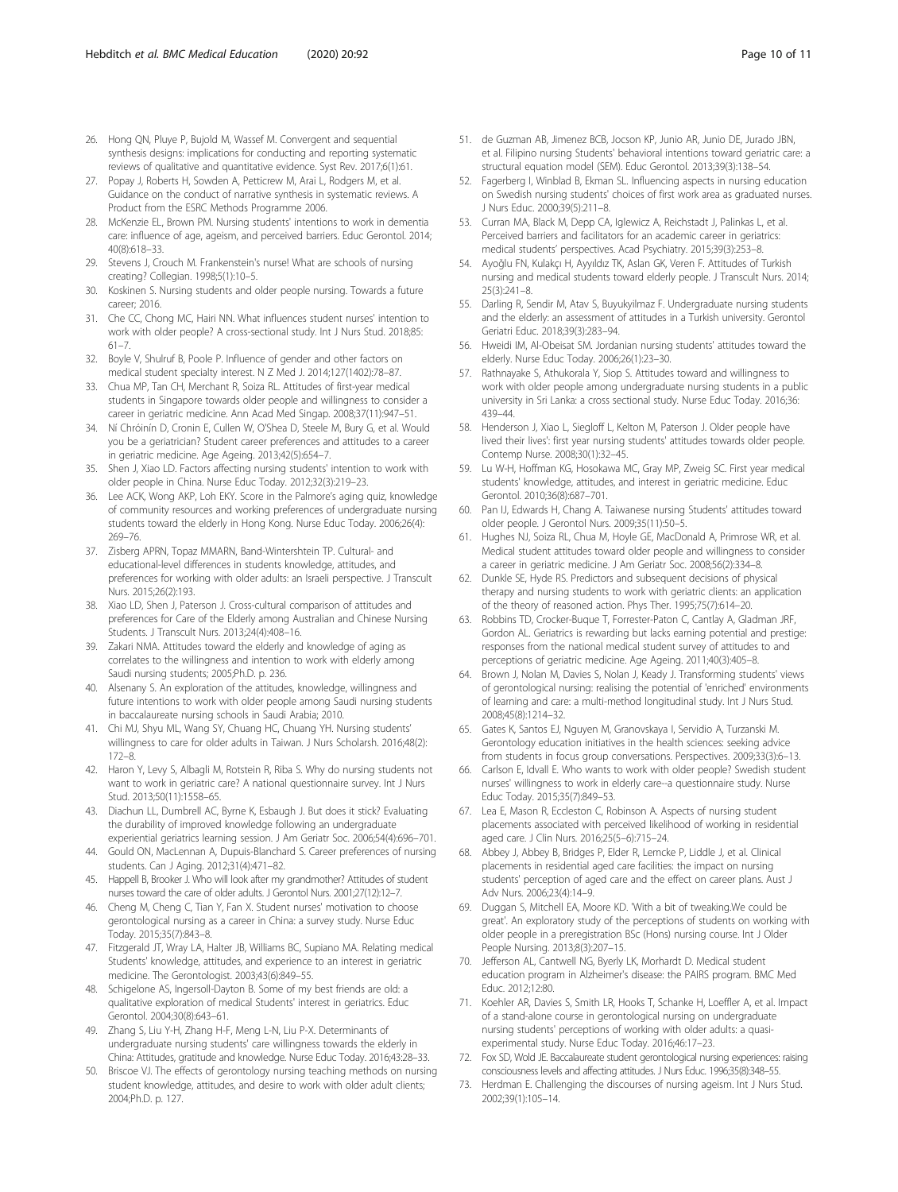26. Hong QN, Pluye P, Bujold M, Wassef M. Convergent and sequential synthesis designs: implications for conducting and reporting systematic reviews of qualitative and quantitative evidence. Syst Rev. 2017;6(1):61.
27. Popay J, Roberts H, Sowden A, Petticrew M, Arai L, Rodgers M, et al. Guidance on the conduct of narrative synthesis in systematic reviews. A Product from the ESRC Methods Programme 2006.
28. McKenzie EL, Brown PM. Nursing students' intentions to work in dementia care: influence of age, ageism, and perceived barriers. Educ Gerontol. 2014; 40(8):618–33.
29. Stevens J, Crouch M. Frankenstein's nurse! What are schools of nursing creating? Collegian. 1998;5(1):10–5.
30. Koskinen S. Nursing students and older people nursing. Towards a future career; 2016.
31. Che CC, Chong MC, Hairi NN. What influences student nurses' intention to work with older people? A cross-sectional study. Int J Nurs Stud. 2018;85: 61–7.
32. Boyle V, Shulruf B, Poole P. Influence of gender and other factors on medical student specialty interest. N Z Med J. 2014;127(1402):78–87.
33. Chua MP, Tan CH, Merchant R, Soiza RL. Attitudes of first-year medical students in Singapore towards older people and willingness to consider a career in geriatric medicine. Ann Acad Med Singap. 2008;37(11):947–51.
34. Ní Chróinín D, Cronin E, Cullen W, O'Shea D, Steele M, Bury G, et al. Would you be a geriatrician? Student career preferences and attitudes to a career in geriatric medicine. Age Ageing. 2013;42(5):654–7.
35. Shen J, Xiao LD. Factors affecting nursing students' intention to work with older people in China. Nurse Educ Today. 2012;32(3):219–23.
36. Lee ACK, Wong AKP, Loh EKY. Score in the Palmore's aging quiz, knowledge of community resources and working preferences of undergraduate nursing students toward the elderly in Hong Kong. Nurse Educ Today. 2006;26(4): 269–76.
37. Zisberg APRN, Topaz MMARN, Band-Wintershtein TP. Cultural- and educational-level differences in students knowledge, attitudes, and preferences for working with older adults: an Israeli perspective. J Transcult Nurs. 2015;26(2):193.
38. Xiao LD, Shen J, Paterson J. Cross-cultural comparison of attitudes and preferences for Care of the Elderly among Australian and Chinese Nursing Students. J Transcult Nurs. 2013;24(4):408–16.
39. Zakari NMA. Attitudes toward the elderly and knowledge of aging as correlates to the willingness and intention to work with elderly among Saudi nursing students; 2005;Ph.D. p. 236.
40. Alsenany S. An exploration of the attitudes, knowledge, willingness and future intentions to work with older people among Saudi nursing students in baccalaureate nursing schools in Saudi Arabia; 2010.
41. Chi MJ, Shyu ML, Wang SY, Chuang HC, Chuang YH. Nursing students' willingness to care for older adults in Taiwan. J Nurs Scholarsh. 2016;48(2): 172–8.
42. Haron Y, Levy S, Albagli M, Rotstein R, Riba S. Why do nursing students not want to work in geriatric care? A national questionnaire survey. Int J Nurs Stud. 2013;50(11):1558–65.
43. Diachun LL, Dumbrell AC, Byrne K, Esbaugh J. But does it stick? Evaluating the durability of improved knowledge following an undergraduate experiential geriatrics learning session. J Am Geriatr Soc. 2006;54(4):696–701.
44. Gould ON, MacLennan A, Dupuis-Blanchard S. Career preferences of nursing students. Can J Aging. 2012;31(4):471–82.
45. Happell B, Brooker J. Who will look after my grandmother? Attitudes of student nurses toward the care of older adults. J Gerontol Nurs. 2001;27(12):12–7.
46. Cheng M, Cheng C, Tian Y, Fan X. Student nurses' motivation to choose gerontological nursing as a career in China: a survey study. Nurse Educ Today. 2015;35(7):843–8.
47. Fitzgerald JT, Wray LA, Halter JB, Williams BC, Supiano MA. Relating medical Students' knowledge, attitudes, and experience to an interest in geriatric medicine. The Gerontologist. 2003;43(6):849–55.
48. Schigelone AS, Ingersoll-Dayton B. Some of my best friends are old: a qualitative exploration of medical Students' interest in geriatrics. Educ Gerontol. 2004;30(8):643–61.
49. Zhang S, Liu Y-H, Zhang H-F, Meng L-N, Liu P-X. Determinants of undergraduate nursing students' care willingness towards the elderly in China: Attitudes, gratitude and knowledge. Nurse Educ Today. 2016;43:28–33.
50. Briscoe VJ. The effects of gerontology nursing teaching methods on nursing student knowledge, attitudes, and desire to work with older adult clients; 2004;Ph.D. p. 127.
51. de Guzman AB, Jimenez BCB, Jocson KP, Junio AR, Junio DE, Jurado JBN, et al. Filipino nursing Students' behavioral intentions toward geriatric care: a structural equation model (SEM). Educ Gerontol. 2013;39(3):138–54.
52. Fagerberg I, Winblad B, Ekman SL. Influencing aspects in nursing education on Swedish nursing students' choices of first work area as graduated nurses. J Nurs Educ. 2000;39(5):211–8.
53. Curran MA, Black M, Depp CA, Iglewicz A, Reichstadt J, Palinkas L, et al. Perceived barriers and facilitators for an academic career in geriatrics: medical students' perspectives. Acad Psychiatry. 2015;39(3):253–8.
54. Ayoğlu FN, Kulakçı H, Ayyıldız TK, Aslan GK, Veren F. Attitudes of Turkish nursing and medical students toward elderly people. J Transcult Nurs. 2014; 25(3):241–8.
55. Darling R, Sendir M, Atav S, Buyukyilmaz F. Undergraduate nursing students and the elderly: an assessment of attitudes in a Turkish university. Gerontol Geriatr Educ. 2018;39(3):283–94.
56. Hweidi IM, Al-Obeisat SM. Jordanian nursing students' attitudes toward the elderly. Nurse Educ Today. 2006;26(1):23–30.
57. Rathnayake S, Athukorala Y, Siop S. Attitudes toward and willingness to work with older people among undergraduate nursing students in a public university in Sri Lanka: a cross sectional study. Nurse Educ Today. 2016;36: 439–44.
58. Henderson J, Xiao L, Siegloff L, Kelton M, Paterson J. Older people have lived their lives': first year nursing students' attitudes towards older people. Contemp Nurse. 2008;30(1):32–45.
59. Lu W-H, Hoffman KG, Hosokawa MC, Gray MP, Zweig SC. First year medical students' knowledge, attitudes, and interest in geriatric medicine. Educ Gerontol. 2010;36(8):687–701.
60. Pan IJ, Edwards H, Chang A. Taiwanese nursing Students' attitudes toward older people. J Gerontol Nurs. 2009;35(11):50–5.
61. Hughes NJ, Soiza RL, Chua M, Hoyle GE, MacDonald A, Primrose WR, et al. Medical student attitudes toward older people and willingness to consider a career in geriatric medicine. J Am Geriatr Soc. 2008;56(2):334–8.
62. Dunkle SE, Hyde RS. Predictors and subsequent decisions of physical therapy and nursing students to work with geriatric clients: an application of the theory of reasoned action. Phys Ther. 1995;75(7):614–20.
63. Robbins TD, Crocker-Buque T, Forrester-Paton C, Cantlay A, Gladman JRF, Gordon AL. Geriatrics is rewarding but lacks earning potential and prestige: responses from the national medical student survey of attitudes to and perceptions of geriatric medicine. Age Ageing. 2011;40(3):405–8.
64. Brown J, Nolan M, Davies S, Nolan J, Keady J. Transforming students' views of gerontological nursing: realising the potential of 'enriched' environments of learning and care: a multi-method longitudinal study. Int J Nurs Stud. 2008;45(8):1214–32.
65. Gates K, Santos EJ, Nguyen M, Granovskaya I, Servidio A, Turzanski M. Gerontology education initiatives in the health sciences: seeking advice from students in focus group conversations. Perspectives. 2009;33(3):6–13.
66. Carlson E, Idvall E. Who wants to work with older people? Swedish student nurses' willingness to work in elderly care--a questionnaire study. Nurse Educ Today. 2015;35(7):849–53.
67. Lea E, Mason R, Eccleston C, Robinson A. Aspects of nursing student placements associated with perceived likelihood of working in residential aged care. J Clin Nurs. 2016;25(5–6):715–24.
68. Abbey J, Abbey B, Bridges P, Elder R, Lemcke P, Liddle J, et al. Clinical placements in residential aged care facilities: the impact on nursing students' perception of aged care and the effect on career plans. Aust J Adv Nurs. 2006;23(4):14–9.
69. Duggan S, Mitchell EA, Moore KD. 'With a bit of tweaking.We could be great'. An exploratory study of the perceptions of students on working with older people in a preregistration BSc (Hons) nursing course. Int J Older People Nursing. 2013;8(3):207–15.
70. Jefferson AL, Cantwell NG, Byerly LK, Morhardt D. Medical student education program in Alzheimer's disease: the PAIRS program. BMC Med Educ. 2012;12:80.
71. Koehler AR, Davies S, Smith LR, Hooks T, Schanke H, Loeffler A, et al. Impact of a stand-alone course in gerontological nursing on undergraduate nursing students' perceptions of working with older adults: a quasi-experimental study. Nurse Educ Today. 2016;46:17–23.
72. Fox SD, Wold JE. Baccalaureate student gerontological nursing experiences: raising consciousness levels and affecting attitudes. J Nurs Educ. 1996;35(8):348–55.
73. Herdman E. Challenging the discourses of nursing ageism. Int J Nurs Stud. 2002;39(1):105–14.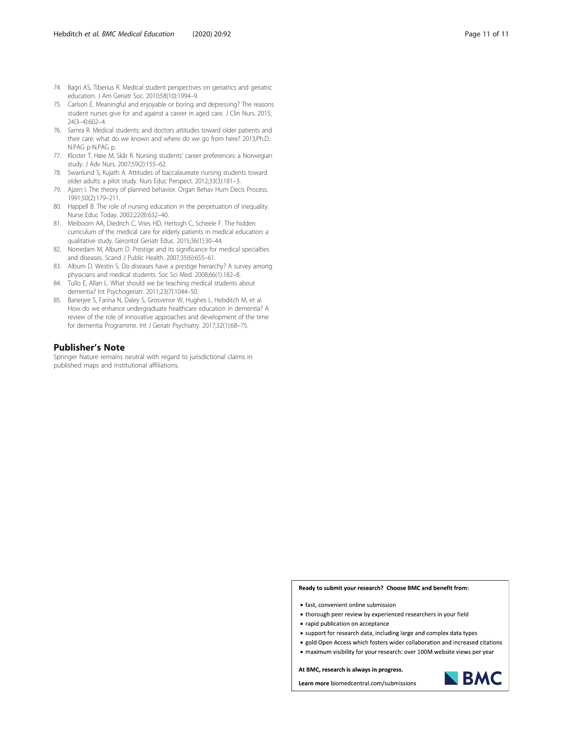74. Bagri AS, Tiberius R. Medical student perspectives on geriatrics and geriatric education. J Am Geriatr Soc. 2010;58(10):1994–9.
75. Carlson E. Meaningful and enjoyable or boring and depressing? The reasons student nurses give for and against a career in aged care. J Clin Nurs. 2015; 24(3–4):602–4.
76. Samra R. Medical students; and doctors attitudes toward older patients and their care: what do we known and where do we go from here? 2013;Ph.D.: N.PAG p-N.PAG p.
77. Kloster T, Høie M, Skår R. Nursing students' career preferences: a Norwegian study. J Adv Nurs. 2007;59(2):155–62.
78. Swanlund S, Kujath A. Attitudes of baccalaureate nursing students toward older adults: a pilot study. Nurs Educ Perspect. 2012;33(3):181–3.
79. Ajzen I. The theory of planned behavior. Organ Behav Hum Decis Process. 1991;50(2):179–211.
80. Happell B. The role of nursing education in the perpetuation of inequality. Nurse Educ Today. 2002;22(8):632–40.
81. Meiboom AA, Diedrich C, Vries HD, Hertogh C, Scheele F. The hidden curriculum of the medical care for elderly patients in medical education: a qualitative study. Gerontol Geriatr Educ. 2015;36(1):30–44.
82. Norredam M, Album D. Prestige and its significance for medical specialties and diseases. Scand J Public Health. 2007;35(6):655–61.
83. Album D, Westin S. Do diseases have a prestige hierarchy? A survey among physicians and medical students. Soc Sci Med. 2008;66(1):182–8.
84. Tullo E, Allan L. What should we be teaching medical students about dementia? Int Psychogeriatr. 2011;23(7):1044–50.
85. Banerjee S, Farina N, Daley S, Grosvenor W, Hughes L, Hebditch M, et al. How do we enhance undergraduate healthcare education in dementia? A review of the role of innovative approaches and development of the time for dementia Programme. Int J Geriatr Psychiatry. 2017;32(1):68–75.

## Publisher's Note

Springer Nature remains neutral with regard to jurisdictional claims in published maps and institutional affiliations.

**Ready to submit your research? Choose BMC and benefit from:**

- fast, convenient online submission
- thorough peer review by experienced researchers in your field
- rapid publication on acceptance
- support for research data, including large and complex data types
- gold Open Access which fosters wider collaboration and increased citations
- maximum visibility for your research: over 100M website views per year

**At BMC, research is always in progress.**

**Learn more** biomedcentral.com/submissions

BMC